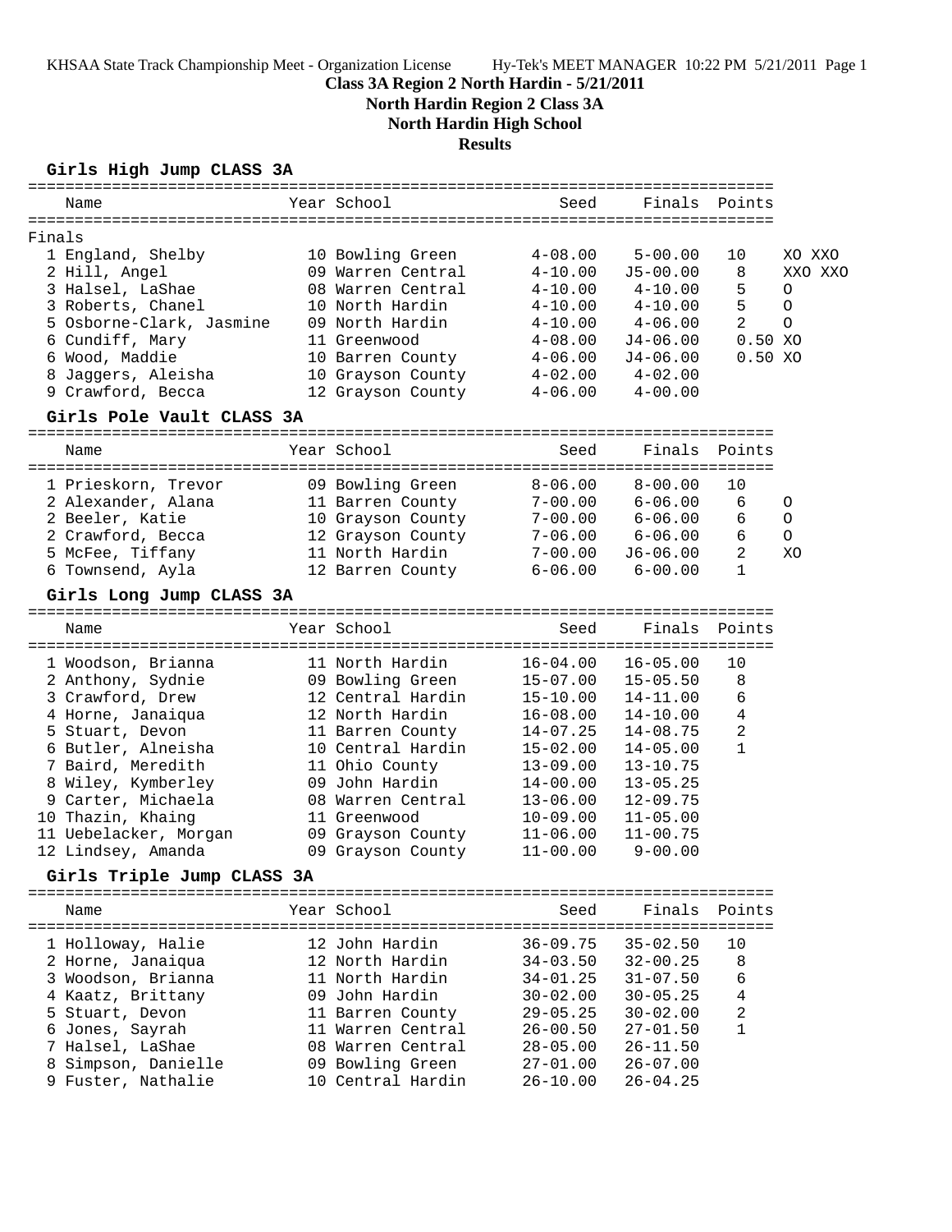KHSAA State Track Championship Meet - Organization License    Hy-Tek's MEET MANAGER 10:22 PM 5/21/2011 Page 1

**Class 3A Region 2 North Hardin - 5/21/2011**

**North Hardin Region 2 Class 3A**

**North Hardin High School**

**Results**

### Girls High Jump CLASS 3A

| | Name | Year | School | Seed | Finals | Points | |
|---|---|---|---|---|---|---|---|
| **Finals** | | | | | | | |
| 1 | England, Shelby | 10 | Bowling Green | 4-08.00 | 5-00.00 | 10 | XO XXO |
| 2 | Hill, Angel | 09 | Warren Central | 4-10.00 | J5-00.00 | 8 | XXO XXO |
| 3 | Halsel, LaShae | 08 | Warren Central | 4-10.00 | 4-10.00 | 5 | O |
| 3 | Roberts, Chanel | 10 | North Hardin | 4-10.00 | 4-10.00 | 5 | O |
| 5 | Osborne-Clark, Jasmine | 09 | North Hardin | 4-10.00 | 4-06.00 | 2 | O |
| 6 | Cundiff, Mary | 11 | Greenwood | 4-08.00 | J4-06.00 | 0.50 | XO |
| 6 | Wood, Maddie | 10 | Barren County | 4-06.00 | J4-06.00 | 0.50 | XO |
| 8 | Jaggers, Aleisha | 10 | Grayson County | 4-02.00 | 4-02.00 | | |
| 9 | Crawford, Becca | 12 | Grayson County | 4-06.00 | 4-00.00 | | |

### Girls Pole Vault CLASS 3A

| | Name | Year | School | Seed | Finals | Points | |
|---|---|---|---|---|---|---|---|
| 1 | Prieskorn, Trevor | 09 | Bowling Green | 8-06.00 | 8-00.00 | 10 | |
| 2 | Alexander, Alana | 11 | Barren County | 7-00.00 | 6-06.00 | 6 | O |
| 2 | Beeler, Katie | 10 | Grayson County | 7-00.00 | 6-06.00 | 6 | O |
| 2 | Crawford, Becca | 12 | Grayson County | 7-06.00 | 6-06.00 | 6 | O |
| 5 | McFee, Tiffany | 11 | North Hardin | 7-00.00 | J6-06.00 | 2 | XO |
| 6 | Townsend, Ayla | 12 | Barren County | 6-06.00 | 6-00.00 | 1 | |

### Girls Long Jump CLASS 3A

| | Name | Year | School | Seed | Finals | Points |
|---|---|---|---|---|---|---|
| 1 | Woodson, Brianna | 11 | North Hardin | 16-04.00 | 16-05.00 | 10 |
| 2 | Anthony, Sydnie | 09 | Bowling Green | 15-07.00 | 15-05.50 | 8 |
| 3 | Crawford, Drew | 12 | Central Hardin | 15-10.00 | 14-11.00 | 6 |
| 4 | Horne, Janaiqua | 12 | North Hardin | 16-08.00 | 14-10.00 | 4 |
| 5 | Stuart, Devon | 11 | Barren County | 14-07.25 | 14-08.75 | 2 |
| 6 | Butler, Alneisha | 10 | Central Hardin | 15-02.00 | 14-05.00 | 1 |
| 7 | Baird, Meredith | 11 | Ohio County | 13-09.00 | 13-10.75 | |
| 8 | Wiley, Kymberley | 09 | John Hardin | 14-00.00 | 13-05.25 | |
| 9 | Carter, Michaela | 08 | Warren Central | 13-06.00 | 12-09.75 | |
| 10 | Thazin, Khaing | 11 | Greenwood | 10-09.00 | 11-05.00 | |
| 11 | Uebelacker, Morgan | 09 | Grayson County | 11-06.00 | 11-00.75 | |
| 12 | Lindsey, Amanda | 09 | Grayson County | 11-00.00 | 9-00.00 | |

### Girls Triple Jump CLASS 3A

| | Name | Year | School | Seed | Finals | Points |
|---|---|---|---|---|---|---|
| 1 | Holloway, Halie | 12 | John Hardin | 36-09.75 | 35-02.50 | 10 |
| 2 | Horne, Janaiqua | 12 | North Hardin | 34-03.50 | 32-00.25 | 8 |
| 3 | Woodson, Brianna | 11 | North Hardin | 34-01.25 | 31-07.50 | 6 |
| 4 | Kaatz, Brittany | 09 | John Hardin | 30-02.00 | 30-05.25 | 4 |
| 5 | Stuart, Devon | 11 | Barren County | 29-05.25 | 30-02.00 | 2 |
| 6 | Jones, Sayrah | 11 | Warren Central | 26-00.50 | 27-01.50 | 1 |
| 7 | Halsel, LaShae | 08 | Warren Central | 28-05.00 | 26-11.50 | |
| 8 | Simpson, Danielle | 09 | Bowling Green | 27-01.00 | 26-07.00 | |
| 9 | Fuster, Nathalie | 10 | Central Hardin | 26-10.00 | 26-04.25 | |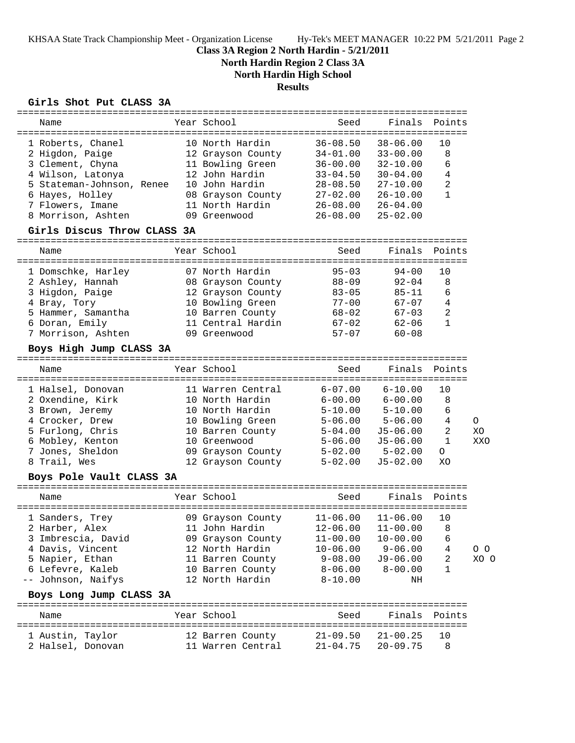**Class 3A Region 2 North Hardin - 5/21/2011**

**North Hardin Region 2 Class 3A**

**North Hardin High School**

**Results**

### Girls Shot Put CLASS 3A

| Name | Year | School | Seed | Finals | Points |
|---|---|---|---|---|---|
| 1 Roberts, Chanel | 10 | North Hardin | 36-08.50 | 38-06.00 | 10 |
| 2 Higdon, Paige | 12 | Grayson County | 34-01.00 | 33-00.00 | 8 |
| 3 Clement, Chyna | 11 | Bowling Green | 36-00.00 | 32-10.00 | 6 |
| 4 Wilson, Latonya | 12 | John Hardin | 33-04.50 | 30-04.00 | 4 |
| 5 Stateman-Johnson, Renee | 10 | John Hardin | 28-08.50 | 27-10.00 | 2 |
| 6 Hayes, Holley | 08 | Grayson County | 27-02.00 | 26-10.00 | 1 |
| 7 Flowers, Imane | 11 | North Hardin | 26-08.00 | 26-04.00 | |
| 8 Morrison, Ashten | 09 | Greenwood | 26-08.00 | 25-02.00 | |

### Girls Discus Throw CLASS 3A

| Name | Year | School | Seed | Finals | Points |
|---|---|---|---|---|---|
| 1 Domschke, Harley | 07 | North Hardin | 95-03 | 94-00 | 10 |
| 2 Ashley, Hannah | 08 | Grayson County | 88-09 | 92-04 | 8 |
| 3 Higdon, Paige | 12 | Grayson County | 83-05 | 85-11 | 6 |
| 4 Bray, Tory | 10 | Bowling Green | 77-00 | 67-07 | 4 |
| 5 Hammer, Samantha | 10 | Barren County | 68-02 | 67-03 | 2 |
| 6 Doran, Emily | 11 | Central Hardin | 67-02 | 62-06 | 1 |
| 7 Morrison, Ashten | 09 | Greenwood | 57-07 | 60-08 | |

### Boys High Jump CLASS 3A

| Name | Year | School | Seed | Finals | Points | |
|---|---|---|---|---|---|---|
| 1 Halsel, Donovan | 11 | Warren Central | 6-07.00 | 6-10.00 | 10 | |
| 2 Oxendine, Kirk | 10 | North Hardin | 6-00.00 | 6-00.00 | 8 | |
| 3 Brown, Jeremy | 10 | North Hardin | 5-10.00 | 5-10.00 | 6 | |
| 4 Crocker, Drew | 10 | Bowling Green | 5-06.00 | 5-06.00 | 4 | O |
| 5 Furlong, Chris | 10 | Barren County | 5-04.00 | J5-06.00 | 2 | XO |
| 6 Mobley, Kenton | 10 | Greenwood | 5-06.00 | J5-06.00 | 1 | XXO |
| 7 Jones, Sheldon | 09 | Grayson County | 5-02.00 | 5-02.00 | O | |
| 8 Trail, Wes | 12 | Grayson County | 5-02.00 | J5-02.00 | XO | |

### Boys Pole Vault CLASS 3A

| Name | Year | School | Seed | Finals | Points | |
|---|---|---|---|---|---|---|
| 1 Sanders, Trey | 09 | Grayson County | 11-06.00 | 11-06.00 | 10 | |
| 2 Harber, Alex | 11 | John Hardin | 12-06.00 | 11-00.00 | 8 | |
| 3 Imbrescia, David | 09 | Grayson County | 11-00.00 | 10-00.00 | 6 | |
| 4 Davis, Vincent | 12 | North Hardin | 10-06.00 | 9-06.00 | 4 | O O |
| 5 Napier, Ethan | 11 | Barren County | 9-08.00 | J9-06.00 | 2 | XO O |
| 6 Lefevre, Kaleb | 10 | Barren County | 8-06.00 | 8-00.00 | 1 | |
| -- Johnson, Naifys | 12 | North Hardin | 8-10.00 | NH | | |

### Boys Long Jump CLASS 3A

| Name | Year | School | Seed | Finals | Points |
|---|---|---|---|---|---|
| 1 Austin, Taylor | 12 | Barren County | 21-09.50 | 21-00.25 | 10 |
| 2 Halsel, Donovan | 11 | Warren Central | 21-04.75 | 20-09.75 | 8 |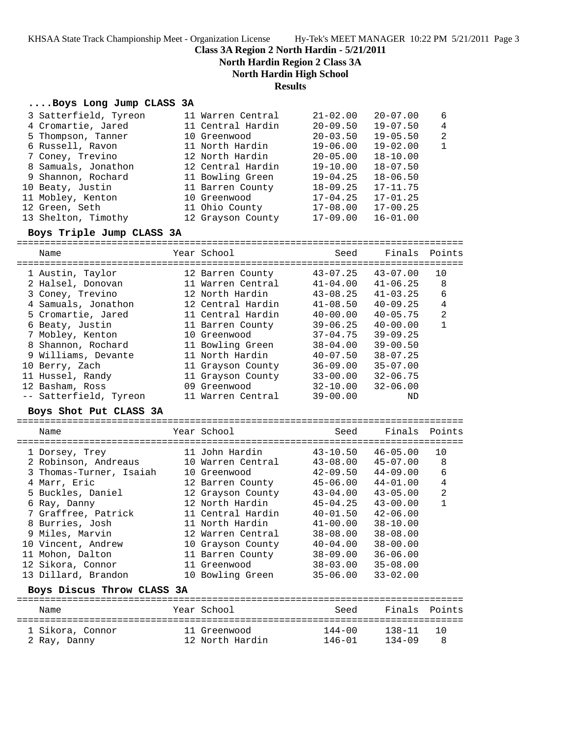**Class 3A Region 2 North Hardin - 5/21/2011**

**North Hardin Region 2 Class 3A**

**North Hardin High School**

**Results**

### ....Boys Long Jump CLASS 3A

| Name | Year | School | Seed | Finals | Points |
|---|---|---|---|---|---|
| 3 Satterfield, Tyreon | 11 | Warren Central | 21-02.00 | 20-07.00 | 6 |
| 4 Cromartie, Jared | 11 | Central Hardin | 20-09.50 | 19-07.50 | 4 |
| 5 Thompson, Tanner | 10 | Greenwood | 20-03.50 | 19-05.50 | 2 |
| 6 Russell, Ravon | 11 | North Hardin | 19-06.00 | 19-02.00 | 1 |
| 7 Coney, Trevino | 12 | North Hardin | 20-05.00 | 18-10.00 | |
| 8 Samuals, Jonathon | 12 | Central Hardin | 19-10.00 | 18-07.50 | |
| 9 Shannon, Rochard | 11 | Bowling Green | 19-04.25 | 18-06.50 | |
| 10 Beaty, Justin | 11 | Barren County | 18-09.25 | 17-11.75 | |
| 11 Mobley, Kenton | 10 | Greenwood | 17-04.25 | 17-01.25 | |
| 12 Green, Seth | 11 | Ohio County | 17-08.00 | 17-00.25 | |
| 13 Shelton, Timothy | 12 | Grayson County | 17-09.00 | 16-01.00 | |

### Boys Triple Jump CLASS 3A

| Name | Year | School | Seed | Finals | Points |
|---|---|---|---|---|---|
| 1 Austin, Taylor | 12 | Barren County | 43-07.25 | 43-07.00 | 10 |
| 2 Halsel, Donovan | 11 | Warren Central | 41-04.00 | 41-06.25 | 8 |
| 3 Coney, Trevino | 12 | North Hardin | 43-08.25 | 41-03.25 | 6 |
| 4 Samuals, Jonathon | 12 | Central Hardin | 41-08.50 | 40-09.25 | 4 |
| 5 Cromartie, Jared | 11 | Central Hardin | 40-00.00 | 40-05.75 | 2 |
| 6 Beaty, Justin | 11 | Barren County | 39-06.25 | 40-00.00 | 1 |
| 7 Mobley, Kenton | 10 | Greenwood | 37-04.75 | 39-09.25 | |
| 8 Shannon, Rochard | 11 | Bowling Green | 38-04.00 | 39-00.50 | |
| 9 Williams, Devante | 11 | North Hardin | 40-07.50 | 38-07.25 | |
| 10 Berry, Zach | 11 | Grayson County | 36-09.00 | 35-07.00 | |
| 11 Hussel, Randy | 11 | Grayson County | 33-00.00 | 32-06.75 | |
| 12 Basham, Ross | 09 | Greenwood | 32-10.00 | 32-06.00 | |
| -- Satterfield, Tyreon | 11 | Warren Central | 39-00.00 | ND | |

### Boys Shot Put CLASS 3A

| Name | Year | School | Seed | Finals | Points |
|---|---|---|---|---|---|
| 1 Dorsey, Trey | 11 | John Hardin | 43-10.50 | 46-05.00 | 10 |
| 2 Robinson, Andreaus | 10 | Warren Central | 43-08.00 | 45-07.00 | 8 |
| 3 Thomas-Turner, Isaiah | 10 | Greenwood | 42-09.50 | 44-09.00 | 6 |
| 4 Marr, Eric | 12 | Barren County | 45-06.00 | 44-01.00 | 4 |
| 5 Buckles, Daniel | 12 | Grayson County | 43-04.00 | 43-05.00 | 2 |
| 6 Ray, Danny | 12 | North Hardin | 45-04.25 | 43-00.00 | 1 |
| 7 Graffree, Patrick | 11 | Central Hardin | 40-01.50 | 42-06.00 | |
| 8 Burries, Josh | 11 | North Hardin | 41-00.00 | 38-10.00 | |
| 9 Miles, Marvin | 12 | Warren Central | 38-08.00 | 38-08.00 | |
| 10 Vincent, Andrew | 10 | Grayson County | 40-04.00 | 38-00.00 | |
| 11 Mohon, Dalton | 11 | Barren County | 38-09.00 | 36-06.00 | |
| 12 Sikora, Connor | 11 | Greenwood | 38-03.00 | 35-08.00 | |
| 13 Dillard, Brandon | 10 | Bowling Green | 35-06.00 | 33-02.00 | |

### Boys Discus Throw CLASS 3A

| Name | Year | School | Seed | Finals | Points |
|---|---|---|---|---|---|
| 1 Sikora, Connor | 11 | Greenwood | 144-00 | 138-11 | 10 |
| 2 Ray, Danny | 12 | North Hardin | 146-01 | 134-09 | 8 |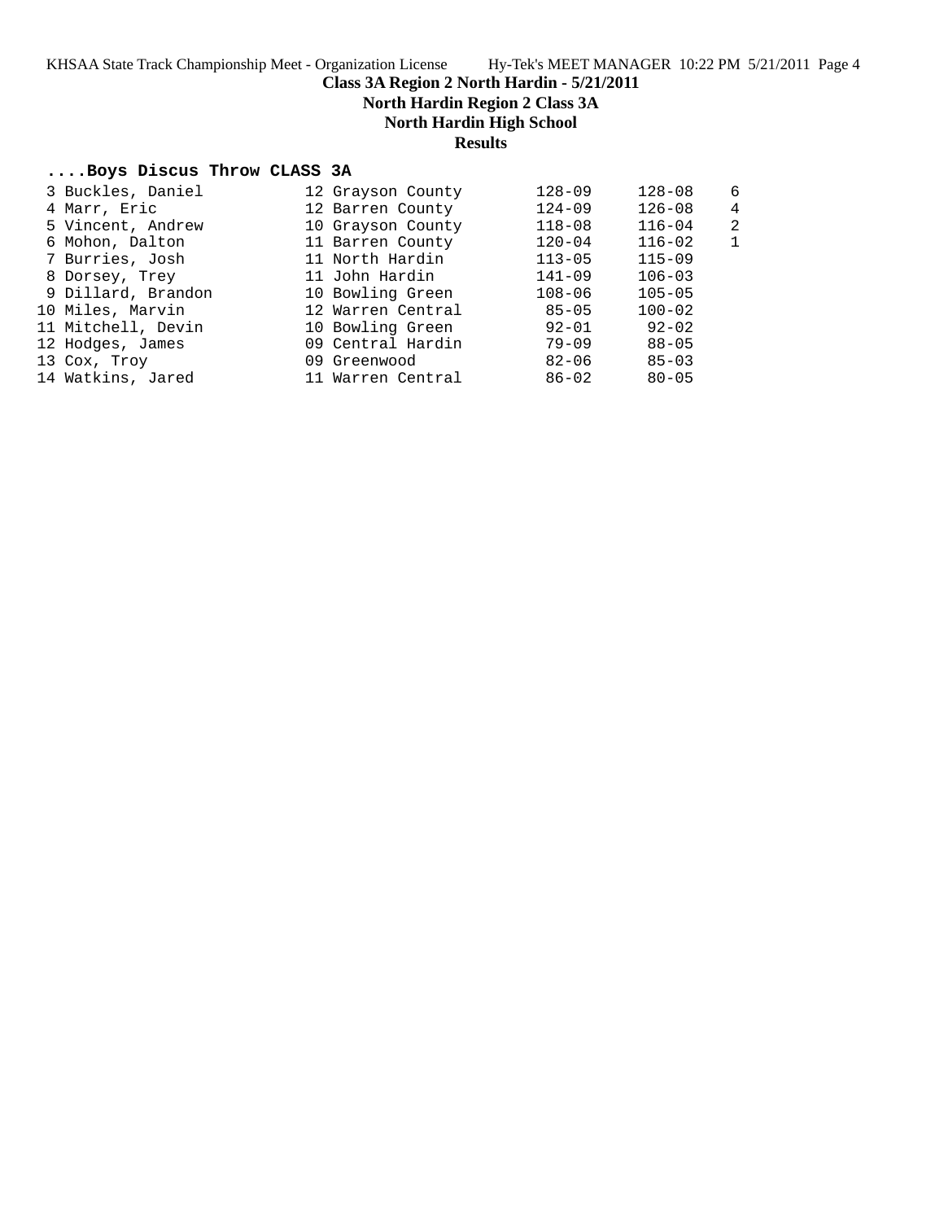# Class 3A Region 2 North Hardin - 5/21/2011

## North Hardin Region 2 Class 3A

## North Hardin High School

## Results

### ....Boys Discus Throw CLASS 3A

| | | | | | | |
|---|---|---|---|---|---|---|
| 3 | Buckles, Daniel | 12 | Grayson County | 128-09 | 128-08 | 6 |
| 4 | Marr, Eric | 12 | Barren County | 124-09 | 126-08 | 4 |
| 5 | Vincent, Andrew | 10 | Grayson County | 118-08 | 116-04 | 2 |
| 6 | Mohon, Dalton | 11 | Barren County | 120-04 | 116-02 | 1 |
| 7 | Burries, Josh | 11 | North Hardin | 113-05 | 115-09 | |
| 8 | Dorsey, Trey | 11 | John Hardin | 141-09 | 106-03 | |
| 9 | Dillard, Brandon | 10 | Bowling Green | 108-06 | 105-05 | |
| 10 | Miles, Marvin | 12 | Warren Central | 85-05 | 100-02 | |
| 11 | Mitchell, Devin | 10 | Bowling Green | 92-01 | 92-02 | |
| 12 | Hodges, James | 09 | Central Hardin | 79-09 | 88-05 | |
| 13 | Cox, Troy | 09 | Greenwood | 82-06 | 85-03 | |
| 14 | Watkins, Jared | 11 | Warren Central | 86-02 | 80-05 | |